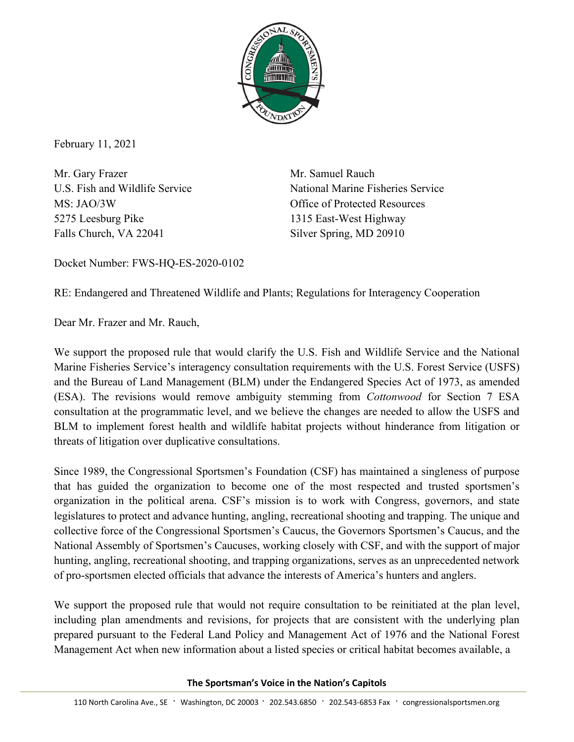February 11, 2021

Mr. Gary Frazer
U.S. Fish and Wildlife Service
MS: JAO/3W
5275 Leesburg Pike
Falls Church, VA 22041

Mr. Samuel Rauch
National Marine Fisheries Service
Office of Protected Resources
1315 East-West Highway
Silver Spring, MD 20910

Docket Number: FWS-HQ-ES-2020-0102

RE: Endangered and Threatened Wildlife and Plants; Regulations for Interagency Cooperation

Dear Mr. Frazer and Mr. Rauch,

We support the proposed rule that would clarify the U.S. Fish and Wildlife Service and the National Marine Fisheries Service's interagency consultation requirements with the U.S. Forest Service (USFS) and the Bureau of Land Management (BLM) under the Endangered Species Act of 1973, as amended (ESA). The revisions would remove ambiguity stemming from *Cottonwood* for Section 7 ESA consultation at the programmatic level, and we believe the changes are needed to allow the USFS and BLM to implement forest health and wildlife habitat projects without hinderance from litigation or threats of litigation over duplicative consultations.

Since 1989, the Congressional Sportsmen's Foundation (CSF) has maintained a singleness of purpose that has guided the organization to become one of the most respected and trusted sportsmen's organization in the political arena. CSF's mission is to work with Congress, governors, and state legislatures to protect and advance hunting, angling, recreational shooting and trapping. The unique and collective force of the Congressional Sportsmen's Caucus, the Governors Sportsmen's Caucus, and the National Assembly of Sportsmen's Caucuses, working closely with CSF, and with the support of major hunting, angling, recreational shooting, and trapping organizations, serves as an unprecedented network of pro-sportsmen elected officials that advance the interests of America's hunters and anglers.

We support the proposed rule that would not require consultation to be reinitiated at the plan level, including plan amendments and revisions, for projects that are consistent with the underlying plan prepared pursuant to the Federal Land Policy and Management Act of 1976 and the National Forest Management Act when new information about a listed species or critical habitat becomes available, a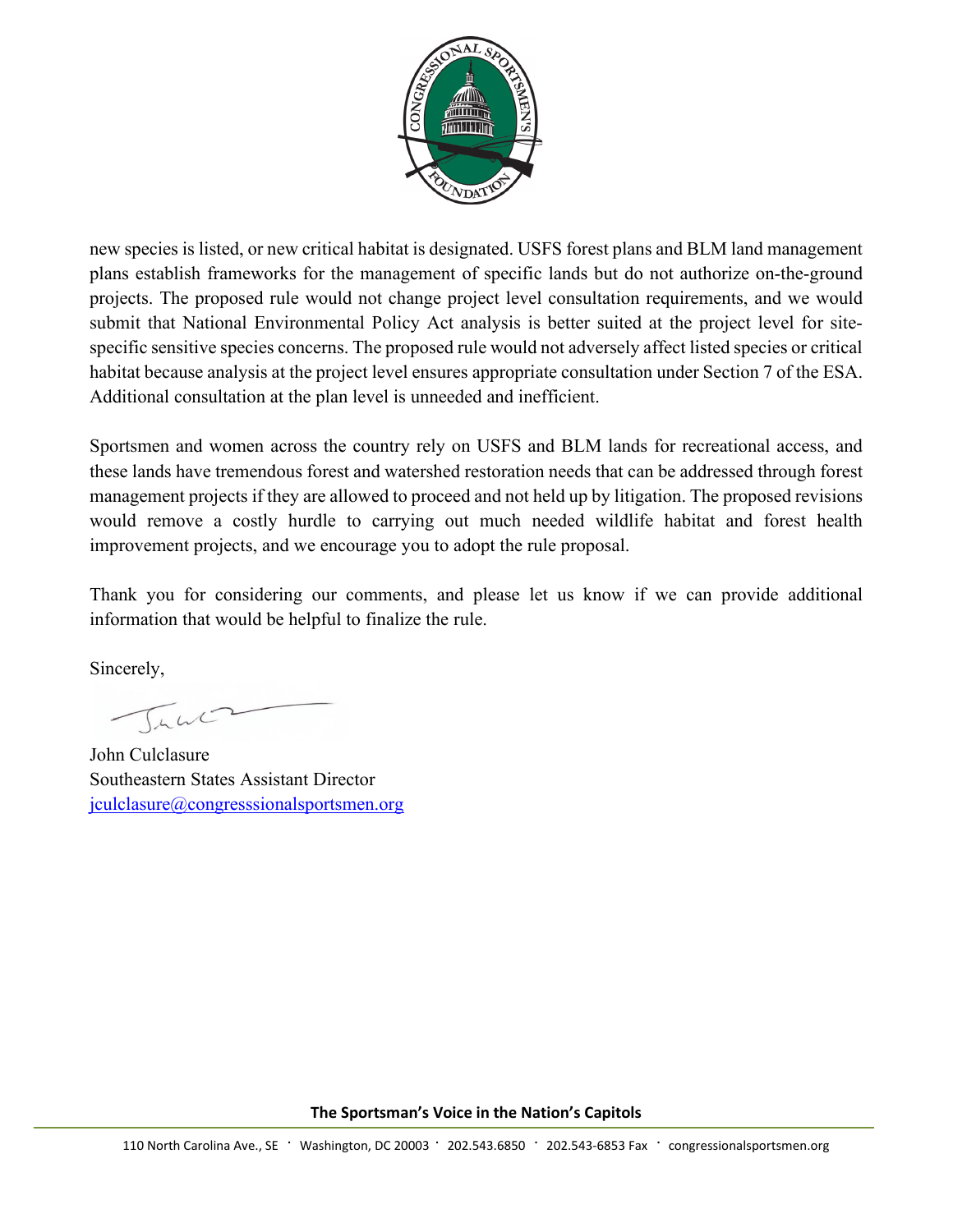new species is listed, or new critical habitat is designated. USFS forest plans and BLM land management plans establish frameworks for the management of specific lands but do not authorize on-the-ground projects. The proposed rule would not change project level consultation requirements, and we would submit that National Environmental Policy Act analysis is better suited at the project level for site-specific sensitive species concerns. The proposed rule would not adversely affect listed species or critical habitat because analysis at the project level ensures appropriate consultation under Section 7 of the ESA. Additional consultation at the plan level is unneeded and inefficient.

Sportsmen and women across the country rely on USFS and BLM lands for recreational access, and these lands have tremendous forest and watershed restoration needs that can be addressed through forest management projects if they are allowed to proceed and not held up by litigation. The proposed revisions would remove a costly hurdle to carrying out much needed wildlife habitat and forest health improvement projects, and we encourage you to adopt the rule proposal.

Thank you for considering our comments, and please let us know if we can provide additional information that would be helpful to finalize the rule.

Sincerely,

John Culclasure
Southeastern States Assistant Director
jculclasure@congresssionalsportsmen.org

**The Sportsman's Voice in the Nation's Capitols**

110 North Carolina Ave., SE · Washington, DC 20003 · 202.543.6850 · 202.543-6853 Fax · congressionalsportsmen.org